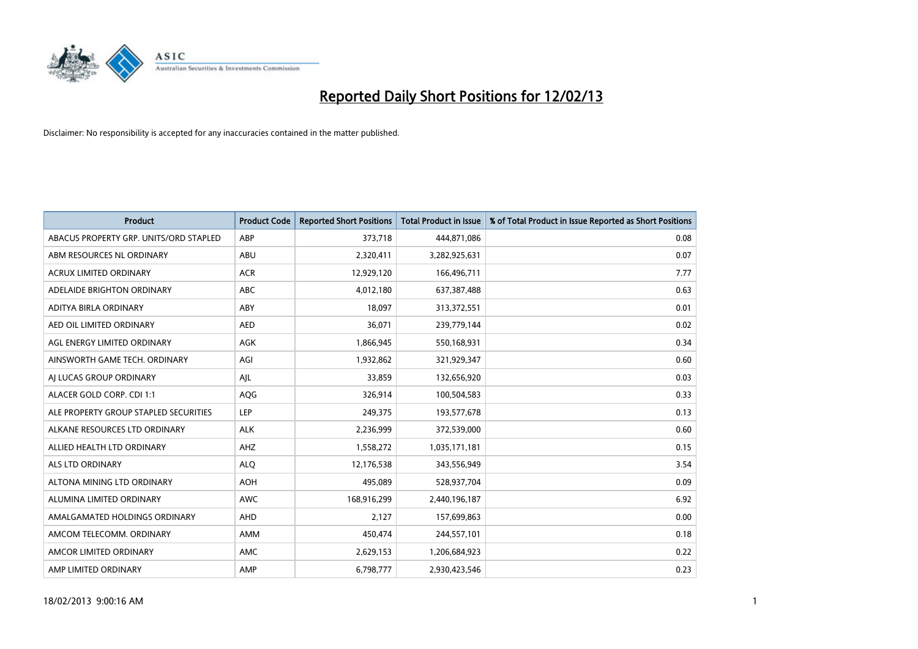# Reported Daily Short Positions for 12/02/13

Disclaimer: No responsibility is accepted for any inaccuracies contained in the matter published.

| Product | Product Code | Reported Short Positions | Total Product in Issue | % of Total Product in Issue Reported as Short Positions |
|---|---|---|---|---|
| ABACUS PROPERTY GRP. UNITS/ORD STAPLED | ABP | 373,718 | 444,871,086 | 0.08 |
| ABM RESOURCES NL ORDINARY | ABU | 2,320,411 | 3,282,925,631 | 0.07 |
| ACRUX LIMITED ORDINARY | ACR | 12,929,120 | 166,496,711 | 7.77 |
| ADELAIDE BRIGHTON ORDINARY | ABC | 4,012,180 | 637,387,488 | 0.63 |
| ADITYA BIRLA ORDINARY | ABY | 18,097 | 313,372,551 | 0.01 |
| AED OIL LIMITED ORDINARY | AED | 36,071 | 239,779,144 | 0.02 |
| AGL ENERGY LIMITED ORDINARY | AGK | 1,866,945 | 550,168,931 | 0.34 |
| AINSWORTH GAME TECH. ORDINARY | AGI | 1,932,862 | 321,929,347 | 0.60 |
| AJ LUCAS GROUP ORDINARY | AJL | 33,859 | 132,656,920 | 0.03 |
| ALACER GOLD CORP. CDI 1:1 | AQG | 326,914 | 100,504,583 | 0.33 |
| ALE PROPERTY GROUP STAPLED SECURITIES | LEP | 249,375 | 193,577,678 | 0.13 |
| ALKANE RESOURCES LTD ORDINARY | ALK | 2,236,999 | 372,539,000 | 0.60 |
| ALLIED HEALTH LTD ORDINARY | AHZ | 1,558,272 | 1,035,171,181 | 0.15 |
| ALS LTD ORDINARY | ALQ | 12,176,538 | 343,556,949 | 3.54 |
| ALTONA MINING LTD ORDINARY | AOH | 495,089 | 528,937,704 | 0.09 |
| ALUMINA LIMITED ORDINARY | AWC | 168,916,299 | 2,440,196,187 | 6.92 |
| AMALGAMATED HOLDINGS ORDINARY | AHD | 2,127 | 157,699,863 | 0.00 |
| AMCOM TELECOMM. ORDINARY | AMM | 450,474 | 244,557,101 | 0.18 |
| AMCOR LIMITED ORDINARY | AMC | 2,629,153 | 1,206,684,923 | 0.22 |
| AMP LIMITED ORDINARY | AMP | 6,798,777 | 2,930,423,546 | 0.23 |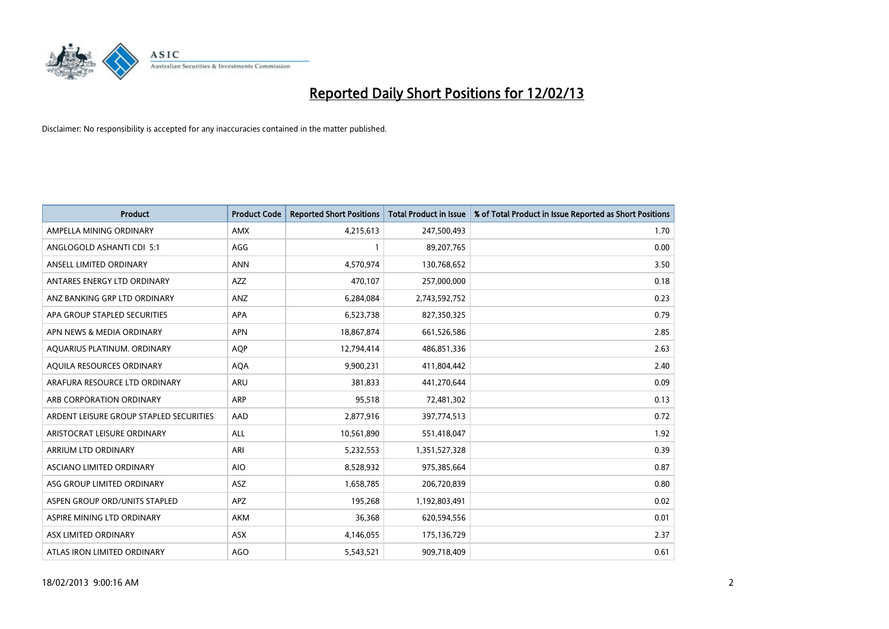# Reported Daily Short Positions for 12/02/13

Disclaimer: No responsibility is accepted for any inaccuracies contained in the matter published.

| Product | Product Code | Reported Short Positions | Total Product in Issue | % of Total Product in Issue Reported as Short Positions |
|---|---|---|---|---|
| AMPELLA MINING ORDINARY | AMX | 4,215,613 | 247,500,493 | 1.70 |
| ANGLOGOLD ASHANTI CDI 5:1 | AGG | 1 | 89,207,765 | 0.00 |
| ANSELL LIMITED ORDINARY | ANN | 4,570,974 | 130,768,652 | 3.50 |
| ANTARES ENERGY LTD ORDINARY | AZZ | 470,107 | 257,000,000 | 0.18 |
| ANZ BANKING GRP LTD ORDINARY | ANZ | 6,284,084 | 2,743,592,752 | 0.23 |
| APA GROUP STAPLED SECURITIES | APA | 6,523,738 | 827,350,325 | 0.79 |
| APN NEWS & MEDIA ORDINARY | APN | 18,867,874 | 661,526,586 | 2.85 |
| AQUARIUS PLATINUM. ORDINARY | AQP | 12,794,414 | 486,851,336 | 2.63 |
| AQUILA RESOURCES ORDINARY | AQA | 9,900,231 | 411,804,442 | 2.40 |
| ARAFURA RESOURCE LTD ORDINARY | ARU | 381,833 | 441,270,644 | 0.09 |
| ARB CORPORATION ORDINARY | ARP | 95,518 | 72,481,302 | 0.13 |
| ARDENT LEISURE GROUP STAPLED SECURITIES | AAD | 2,877,916 | 397,774,513 | 0.72 |
| ARISTOCRAT LEISURE ORDINARY | ALL | 10,561,890 | 551,418,047 | 1.92 |
| ARRIUM LTD ORDINARY | ARI | 5,232,553 | 1,351,527,328 | 0.39 |
| ASCIANO LIMITED ORDINARY | AIO | 8,528,932 | 975,385,664 | 0.87 |
| ASG GROUP LIMITED ORDINARY | ASZ | 1,658,785 | 206,720,839 | 0.80 |
| ASPEN GROUP ORD/UNITS STAPLED | APZ | 195,268 | 1,192,803,491 | 0.02 |
| ASPIRE MINING LTD ORDINARY | AKM | 36,368 | 620,594,556 | 0.01 |
| ASX LIMITED ORDINARY | ASX | 4,146,055 | 175,136,729 | 2.37 |
| ATLAS IRON LIMITED ORDINARY | AGO | 5,543,521 | 909,718,409 | 0.61 |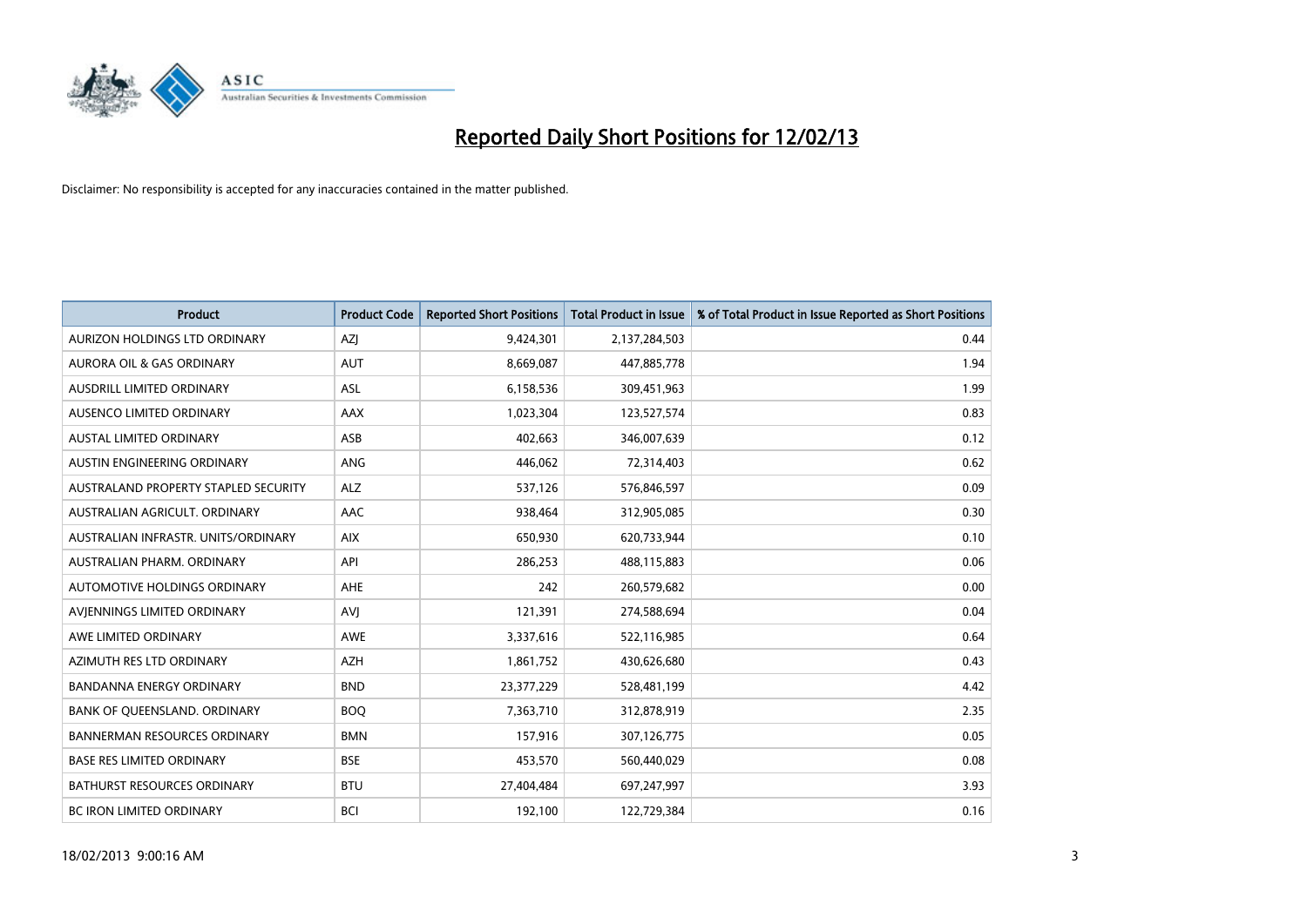# Reported Daily Short Positions for 12/02/13

Disclaimer: No responsibility is accepted for any inaccuracies contained in the matter published.

| Product | Product Code | Reported Short Positions | Total Product in Issue | % of Total Product in Issue Reported as Short Positions |
|---|---|---|---|---|
| AURIZON HOLDINGS LTD ORDINARY | AZJ | 9,424,301 | 2,137,284,503 | 0.44 |
| AURORA OIL & GAS ORDINARY | AUT | 8,669,087 | 447,885,778 | 1.94 |
| AUSDRILL LIMITED ORDINARY | ASL | 6,158,536 | 309,451,963 | 1.99 |
| AUSENCO LIMITED ORDINARY | AAX | 1,023,304 | 123,527,574 | 0.83 |
| AUSTAL LIMITED ORDINARY | ASB | 402,663 | 346,007,639 | 0.12 |
| AUSTIN ENGINEERING ORDINARY | ANG | 446,062 | 72,314,403 | 0.62 |
| AUSTRALAND PROPERTY STAPLED SECURITY | ALZ | 537,126 | 576,846,597 | 0.09 |
| AUSTRALIAN AGRICULT. ORDINARY | AAC | 938,464 | 312,905,085 | 0.30 |
| AUSTRALIAN INFRASTR. UNITS/ORDINARY | AIX | 650,930 | 620,733,944 | 0.10 |
| AUSTRALIAN PHARM. ORDINARY | API | 286,253 | 488,115,883 | 0.06 |
| AUTOMOTIVE HOLDINGS ORDINARY | AHE | 242 | 260,579,682 | 0.00 |
| AVJENNINGS LIMITED ORDINARY | AVJ | 121,391 | 274,588,694 | 0.04 |
| AWE LIMITED ORDINARY | AWE | 3,337,616 | 522,116,985 | 0.64 |
| AZIMUTH RES LTD ORDINARY | AZH | 1,861,752 | 430,626,680 | 0.43 |
| BANDANNA ENERGY ORDINARY | BND | 23,377,229 | 528,481,199 | 4.42 |
| BANK OF QUEENSLAND. ORDINARY | BOQ | 7,363,710 | 312,878,919 | 2.35 |
| BANNERMAN RESOURCES ORDINARY | BMN | 157,916 | 307,126,775 | 0.05 |
| BASE RES LIMITED ORDINARY | BSE | 453,570 | 560,440,029 | 0.08 |
| BATHURST RESOURCES ORDINARY | BTU | 27,404,484 | 697,247,997 | 3.93 |
| BC IRON LIMITED ORDINARY | BCI | 192,100 | 122,729,384 | 0.16 |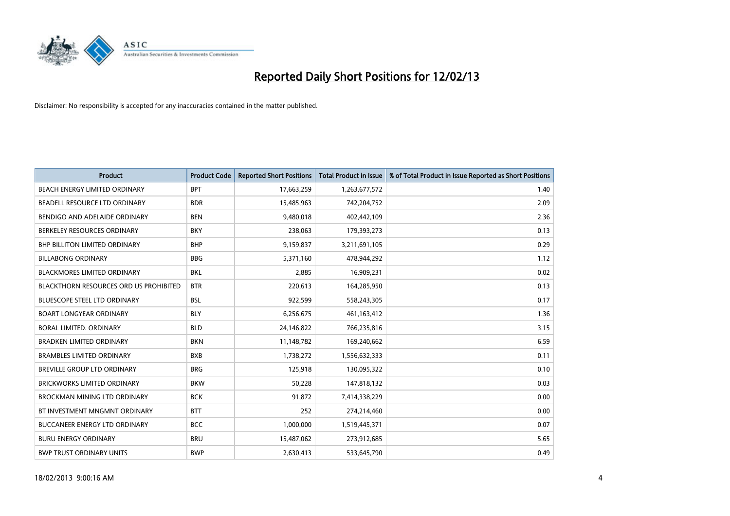# Reported Daily Short Positions for 12/02/13

Disclaimer: No responsibility is accepted for any inaccuracies contained in the matter published.

| Product | Product Code | Reported Short Positions | Total Product in Issue | % of Total Product in Issue Reported as Short Positions |
|---|---|---|---|---|
| BEACH ENERGY LIMITED ORDINARY | BPT | 17,663,259 | 1,263,677,572 | 1.40 |
| BEADELL RESOURCE LTD ORDINARY | BDR | 15,485,963 | 742,204,752 | 2.09 |
| BENDIGO AND ADELAIDE ORDINARY | BEN | 9,480,018 | 402,442,109 | 2.36 |
| BERKELEY RESOURCES ORDINARY | BKY | 238,063 | 179,393,273 | 0.13 |
| BHP BILLITON LIMITED ORDINARY | BHP | 9,159,837 | 3,211,691,105 | 0.29 |
| BILLABONG ORDINARY | BBG | 5,371,160 | 478,944,292 | 1.12 |
| BLACKMORES LIMITED ORDINARY | BKL | 2,885 | 16,909,231 | 0.02 |
| BLACKTHORN RESOURCES ORD US PROHIBITED | BTR | 220,613 | 164,285,950 | 0.13 |
| BLUESCOPE STEEL LTD ORDINARY | BSL | 922,599 | 558,243,305 | 0.17 |
| BOART LONGYEAR ORDINARY | BLY | 6,256,675 | 461,163,412 | 1.36 |
| BORAL LIMITED. ORDINARY | BLD | 24,146,822 | 766,235,816 | 3.15 |
| BRADKEN LIMITED ORDINARY | BKN | 11,148,782 | 169,240,662 | 6.59 |
| BRAMBLES LIMITED ORDINARY | BXB | 1,738,272 | 1,556,632,333 | 0.11 |
| BREVILLE GROUP LTD ORDINARY | BRG | 125,918 | 130,095,322 | 0.10 |
| BRICKWORKS LIMITED ORDINARY | BKW | 50,228 | 147,818,132 | 0.03 |
| BROCKMAN MINING LTD ORDINARY | BCK | 91,872 | 7,414,338,229 | 0.00 |
| BT INVESTMENT MNGMNT ORDINARY | BTT | 252 | 274,214,460 | 0.00 |
| BUCCANEER ENERGY LTD ORDINARY | BCC | 1,000,000 | 1,519,445,371 | 0.07 |
| BURU ENERGY ORDINARY | BRU | 15,487,062 | 273,912,685 | 5.65 |
| BWP TRUST ORDINARY UNITS | BWP | 2,630,413 | 533,645,790 | 0.49 |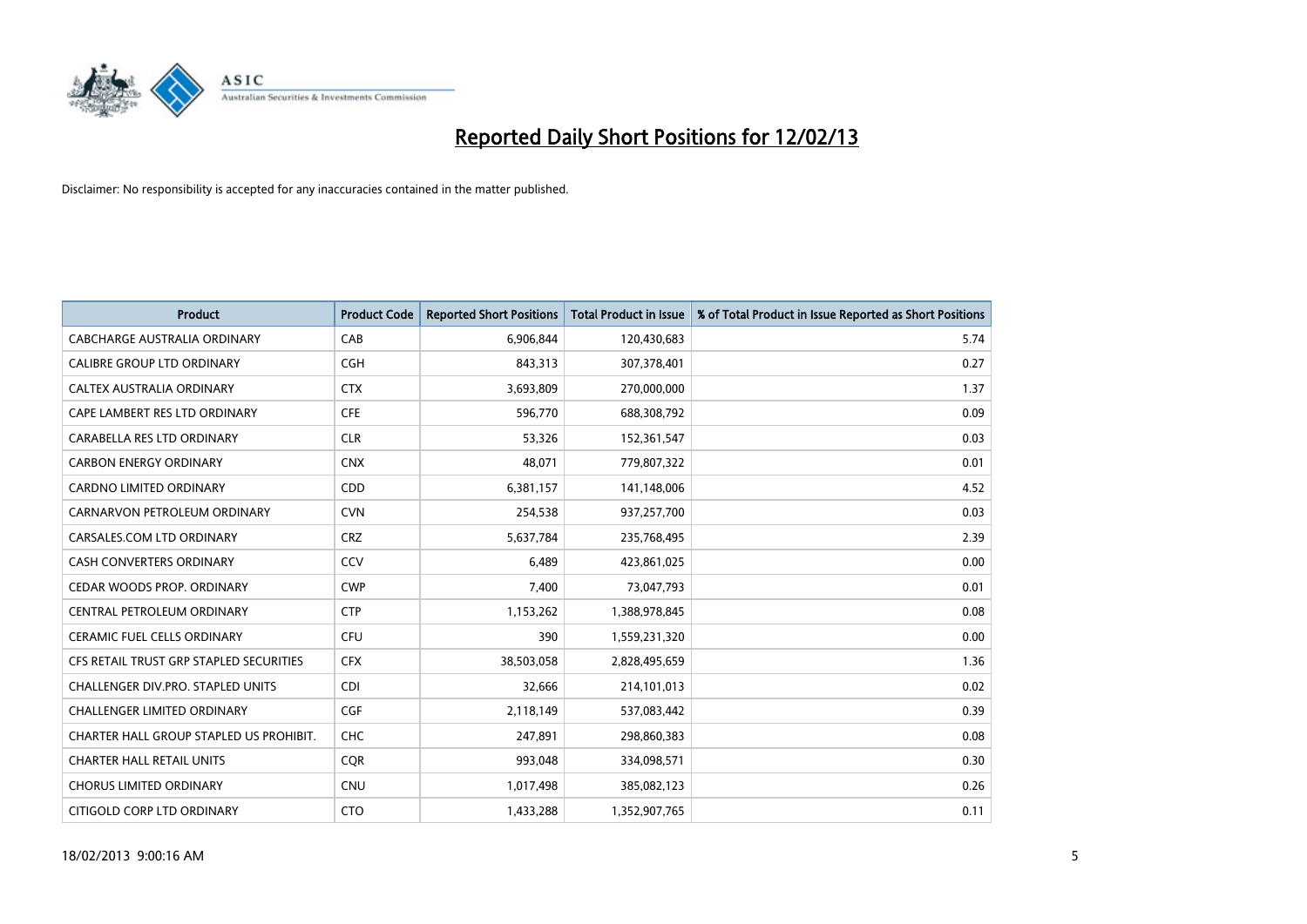# Reported Daily Short Positions for 12/02/13

Disclaimer: No responsibility is accepted for any inaccuracies contained in the matter published.

| Product | Product Code | Reported Short Positions | Total Product in Issue | % of Total Product in Issue Reported as Short Positions |
|---|---|---|---|---|
| CABCHARGE AUSTRALIA ORDINARY | CAB | 6,906,844 | 120,430,683 | 5.74 |
| CALIBRE GROUP LTD ORDINARY | CGH | 843,313 | 307,378,401 | 0.27 |
| CALTEX AUSTRALIA ORDINARY | CTX | 3,693,809 | 270,000,000 | 1.37 |
| CAPE LAMBERT RES LTD ORDINARY | CFE | 596,770 | 688,308,792 | 0.09 |
| CARABELLA RES LTD ORDINARY | CLR | 53,326 | 152,361,547 | 0.03 |
| CARBON ENERGY ORDINARY | CNX | 48,071 | 779,807,322 | 0.01 |
| CARDNO LIMITED ORDINARY | CDD | 6,381,157 | 141,148,006 | 4.52 |
| CARNARVON PETROLEUM ORDINARY | CVN | 254,538 | 937,257,700 | 0.03 |
| CARSALES.COM LTD ORDINARY | CRZ | 5,637,784 | 235,768,495 | 2.39 |
| CASH CONVERTERS ORDINARY | CCV | 6,489 | 423,861,025 | 0.00 |
| CEDAR WOODS PROP. ORDINARY | CWP | 7,400 | 73,047,793 | 0.01 |
| CENTRAL PETROLEUM ORDINARY | CTP | 1,153,262 | 1,388,978,845 | 0.08 |
| CERAMIC FUEL CELLS ORDINARY | CFU | 390 | 1,559,231,320 | 0.00 |
| CFS RETAIL TRUST GRP STAPLED SECURITIES | CFX | 38,503,058 | 2,828,495,659 | 1.36 |
| CHALLENGER DIV.PRO. STAPLED UNITS | CDI | 32,666 | 214,101,013 | 0.02 |
| CHALLENGER LIMITED ORDINARY | CGF | 2,118,149 | 537,083,442 | 0.39 |
| CHARTER HALL GROUP STAPLED US PROHIBIT. | CHC | 247,891 | 298,860,383 | 0.08 |
| CHARTER HALL RETAIL UNITS | CQR | 993,048 | 334,098,571 | 0.30 |
| CHORUS LIMITED ORDINARY | CNU | 1,017,498 | 385,082,123 | 0.26 |
| CITIGOLD CORP LTD ORDINARY | CTO | 1,433,288 | 1,352,907,765 | 0.11 |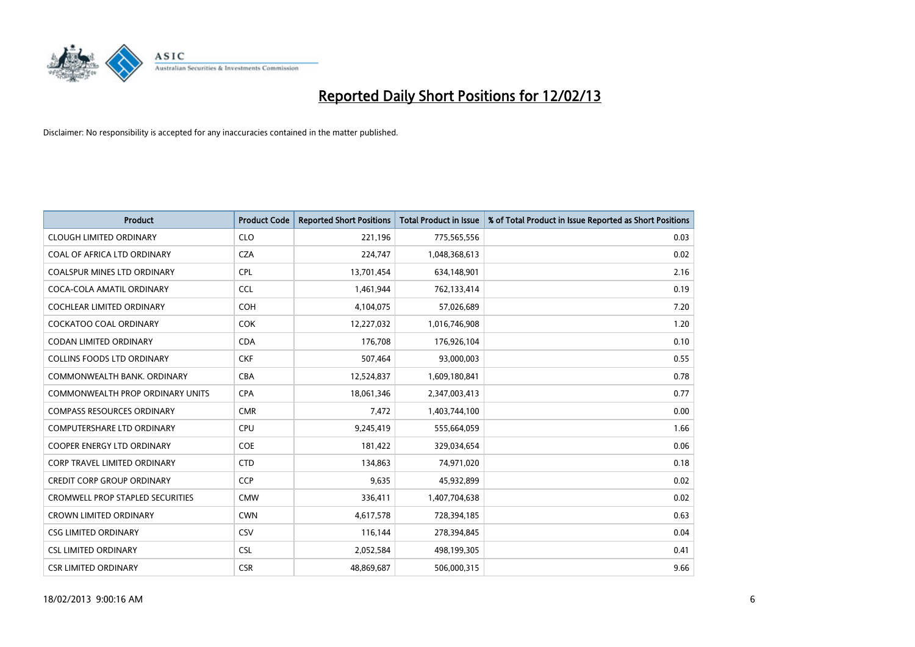# Reported Daily Short Positions for 12/02/13

Disclaimer: No responsibility is accepted for any inaccuracies contained in the matter published.

| Product | Product Code | Reported Short Positions | Total Product in Issue | % of Total Product in Issue Reported as Short Positions |
|---|---|---|---|---|
| CLOUGH LIMITED ORDINARY | CLO | 221,196 | 775,565,556 | 0.03 |
| COAL OF AFRICA LTD ORDINARY | CZA | 224,747 | 1,048,368,613 | 0.02 |
| COALSPUR MINES LTD ORDINARY | CPL | 13,701,454 | 634,148,901 | 2.16 |
| COCA-COLA AMATIL ORDINARY | CCL | 1,461,944 | 762,133,414 | 0.19 |
| COCHLEAR LIMITED ORDINARY | COH | 4,104,075 | 57,026,689 | 7.20 |
| COCKATOO COAL ORDINARY | COK | 12,227,032 | 1,016,746,908 | 1.20 |
| CODAN LIMITED ORDINARY | CDA | 176,708 | 176,926,104 | 0.10 |
| COLLINS FOODS LTD ORDINARY | CKF | 507,464 | 93,000,003 | 0.55 |
| COMMONWEALTH BANK. ORDINARY | CBA | 12,524,837 | 1,609,180,841 | 0.78 |
| COMMONWEALTH PROP ORDINARY UNITS | CPA | 18,061,346 | 2,347,003,413 | 0.77 |
| COMPASS RESOURCES ORDINARY | CMR | 7,472 | 1,403,744,100 | 0.00 |
| COMPUTERSHARE LTD ORDINARY | CPU | 9,245,419 | 555,664,059 | 1.66 |
| COOPER ENERGY LTD ORDINARY | COE | 181,422 | 329,034,654 | 0.06 |
| CORP TRAVEL LIMITED ORDINARY | CTD | 134,863 | 74,971,020 | 0.18 |
| CREDIT CORP GROUP ORDINARY | CCP | 9,635 | 45,932,899 | 0.02 |
| CROMWELL PROP STAPLED SECURITIES | CMW | 336,411 | 1,407,704,638 | 0.02 |
| CROWN LIMITED ORDINARY | CWN | 4,617,578 | 728,394,185 | 0.63 |
| CSG LIMITED ORDINARY | CSV | 116,144 | 278,394,845 | 0.04 |
| CSL LIMITED ORDINARY | CSL | 2,052,584 | 498,199,305 | 0.41 |
| CSR LIMITED ORDINARY | CSR | 48,869,687 | 506,000,315 | 9.66 |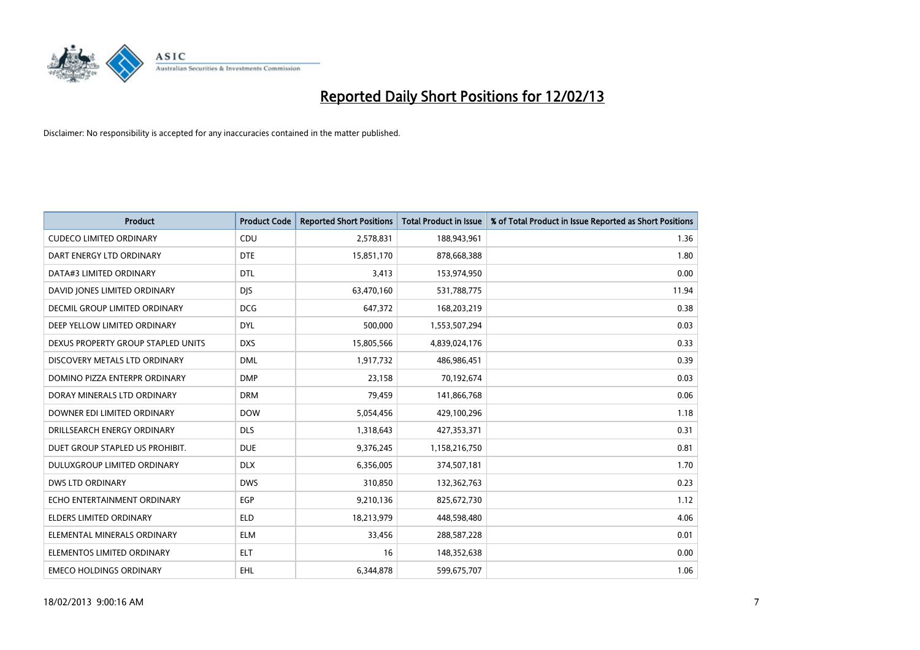# Reported Daily Short Positions for 12/02/13

Disclaimer: No responsibility is accepted for any inaccuracies contained in the matter published.

| Product | Product Code | Reported Short Positions | Total Product in Issue | % of Total Product in Issue Reported as Short Positions |
|---|---|---|---|---|
| CUDECO LIMITED ORDINARY | CDU | 2,578,831 | 188,943,961 | 1.36 |
| DART ENERGY LTD ORDINARY | DTE | 15,851,170 | 878,668,388 | 1.80 |
| DATA#3 LIMITED ORDINARY | DTL | 3,413 | 153,974,950 | 0.00 |
| DAVID JONES LIMITED ORDINARY | DJS | 63,470,160 | 531,788,775 | 11.94 |
| DECMIL GROUP LIMITED ORDINARY | DCG | 647,372 | 168,203,219 | 0.38 |
| DEEP YELLOW LIMITED ORDINARY | DYL | 500,000 | 1,553,507,294 | 0.03 |
| DEXUS PROPERTY GROUP STAPLED UNITS | DXS | 15,805,566 | 4,839,024,176 | 0.33 |
| DISCOVERY METALS LTD ORDINARY | DML | 1,917,732 | 486,986,451 | 0.39 |
| DOMINO PIZZA ENTERPR ORDINARY | DMP | 23,158 | 70,192,674 | 0.03 |
| DORAY MINERALS LTD ORDINARY | DRM | 79,459 | 141,866,768 | 0.06 |
| DOWNER EDI LIMITED ORDINARY | DOW | 5,054,456 | 429,100,296 | 1.18 |
| DRILLSEARCH ENERGY ORDINARY | DLS | 1,318,643 | 427,353,371 | 0.31 |
| DUET GROUP STAPLED US PROHIBIT. | DUE | 9,376,245 | 1,158,216,750 | 0.81 |
| DULUXGROUP LIMITED ORDINARY | DLX | 6,356,005 | 374,507,181 | 1.70 |
| DWS LTD ORDINARY | DWS | 310,850 | 132,362,763 | 0.23 |
| ECHO ENTERTAINMENT ORDINARY | EGP | 9,210,136 | 825,672,730 | 1.12 |
| ELDERS LIMITED ORDINARY | ELD | 18,213,979 | 448,598,480 | 4.06 |
| ELEMENTAL MINERALS ORDINARY | ELM | 33,456 | 288,587,228 | 0.01 |
| ELEMENTOS LIMITED ORDINARY | ELT | 16 | 148,352,638 | 0.00 |
| EMECO HOLDINGS ORDINARY | EHL | 6,344,878 | 599,675,707 | 1.06 |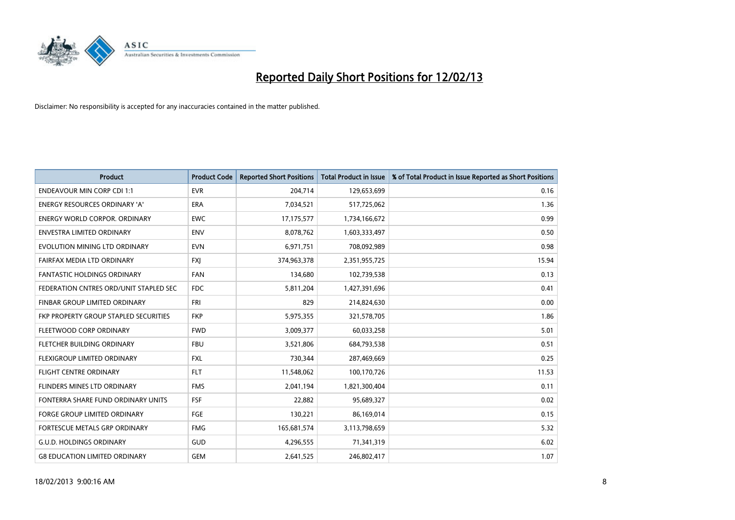# Reported Daily Short Positions for 12/02/13

Disclaimer: No responsibility is accepted for any inaccuracies contained in the matter published.

| Product | Product Code | Reported Short Positions | Total Product in Issue | % of Total Product in Issue Reported as Short Positions |
|---|---|---|---|---|
| ENDEAVOUR MIN CORP CDI 1:1 | EVR | 204,714 | 129,653,699 | 0.16 |
| ENERGY RESOURCES ORDINARY 'A' | ERA | 7,034,521 | 517,725,062 | 1.36 |
| ENERGY WORLD CORPOR. ORDINARY | EWC | 17,175,577 | 1,734,166,672 | 0.99 |
| ENVESTRA LIMITED ORDINARY | ENV | 8,078,762 | 1,603,333,497 | 0.50 |
| EVOLUTION MINING LTD ORDINARY | EVN | 6,971,751 | 708,092,989 | 0.98 |
| FAIRFAX MEDIA LTD ORDINARY | FXJ | 374,963,378 | 2,351,955,725 | 15.94 |
| FANTASTIC HOLDINGS ORDINARY | FAN | 134,680 | 102,739,538 | 0.13 |
| FEDERATION CNTRES ORD/UNIT STAPLED SEC | FDC | 5,811,204 | 1,427,391,696 | 0.41 |
| FINBAR GROUP LIMITED ORDINARY | FRI | 829 | 214,824,630 | 0.00 |
| FKP PROPERTY GROUP STAPLED SECURITIES | FKP | 5,975,355 | 321,578,705 | 1.86 |
| FLEETWOOD CORP ORDINARY | FWD | 3,009,377 | 60,033,258 | 5.01 |
| FLETCHER BUILDING ORDINARY | FBU | 3,521,806 | 684,793,538 | 0.51 |
| FLEXIGROUP LIMITED ORDINARY | FXL | 730,344 | 287,469,669 | 0.25 |
| FLIGHT CENTRE ORDINARY | FLT | 11,548,062 | 100,170,726 | 11.53 |
| FLINDERS MINES LTD ORDINARY | FMS | 2,041,194 | 1,821,300,404 | 0.11 |
| FONTERRA SHARE FUND ORDINARY UNITS | FSF | 22,882 | 95,689,327 | 0.02 |
| FORGE GROUP LIMITED ORDINARY | FGE | 130,221 | 86,169,014 | 0.15 |
| FORTESCUE METALS GRP ORDINARY | FMG | 165,681,574 | 3,113,798,659 | 5.32 |
| G.U.D. HOLDINGS ORDINARY | GUD | 4,296,555 | 71,341,319 | 6.02 |
| G8 EDUCATION LIMITED ORDINARY | GEM | 2,641,525 | 246,802,417 | 1.07 |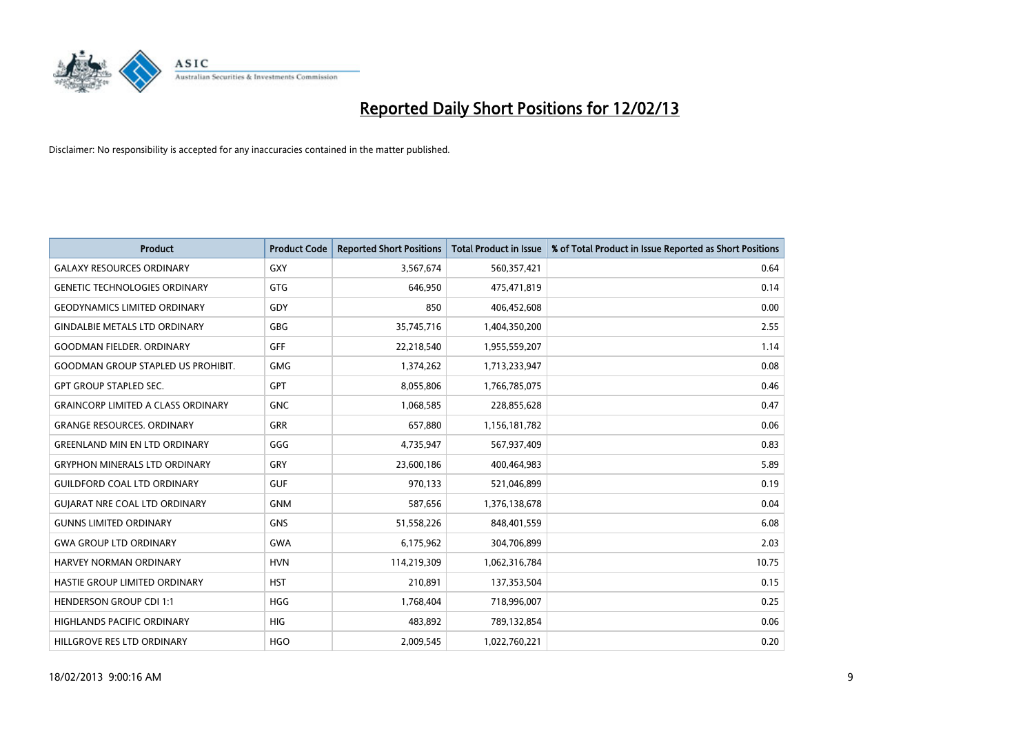# Reported Daily Short Positions for 12/02/13

Disclaimer: No responsibility is accepted for any inaccuracies contained in the matter published.

| Product | Product Code | Reported Short Positions | Total Product in Issue | % of Total Product in Issue Reported as Short Positions |
|---|---|---|---|---|
| GALAXY RESOURCES ORDINARY | GXY | 3,567,674 | 560,357,421 | 0.64 |
| GENETIC TECHNOLOGIES ORDINARY | GTG | 646,950 | 475,471,819 | 0.14 |
| GEODYNAMICS LIMITED ORDINARY | GDY | 850 | 406,452,608 | 0.00 |
| GINDALBIE METALS LTD ORDINARY | GBG | 35,745,716 | 1,404,350,200 | 2.55 |
| GOODMAN FIELDER. ORDINARY | GFF | 22,218,540 | 1,955,559,207 | 1.14 |
| GOODMAN GROUP STAPLED US PROHIBIT. | GMG | 1,374,262 | 1,713,233,947 | 0.08 |
| GPT GROUP STAPLED SEC. | GPT | 8,055,806 | 1,766,785,075 | 0.46 |
| GRAINCORP LIMITED A CLASS ORDINARY | GNC | 1,068,585 | 228,855,628 | 0.47 |
| GRANGE RESOURCES. ORDINARY | GRR | 657,880 | 1,156,181,782 | 0.06 |
| GREENLAND MIN EN LTD ORDINARY | GGG | 4,735,947 | 567,937,409 | 0.83 |
| GRYPHON MINERALS LTD ORDINARY | GRY | 23,600,186 | 400,464,983 | 5.89 |
| GUILDFORD COAL LTD ORDINARY | GUF | 970,133 | 521,046,899 | 0.19 |
| GUJARAT NRE COAL LTD ORDINARY | GNM | 587,656 | 1,376,138,678 | 0.04 |
| GUNNS LIMITED ORDINARY | GNS | 51,558,226 | 848,401,559 | 6.08 |
| GWA GROUP LTD ORDINARY | GWA | 6,175,962 | 304,706,899 | 2.03 |
| HARVEY NORMAN ORDINARY | HVN | 114,219,309 | 1,062,316,784 | 10.75 |
| HASTIE GROUP LIMITED ORDINARY | HST | 210,891 | 137,353,504 | 0.15 |
| HENDERSON GROUP CDI 1:1 | HGG | 1,768,404 | 718,996,007 | 0.25 |
| HIGHLANDS PACIFIC ORDINARY | HIG | 483,892 | 789,132,854 | 0.06 |
| HILLGROVE RES LTD ORDINARY | HGO | 2,009,545 | 1,022,760,221 | 0.20 |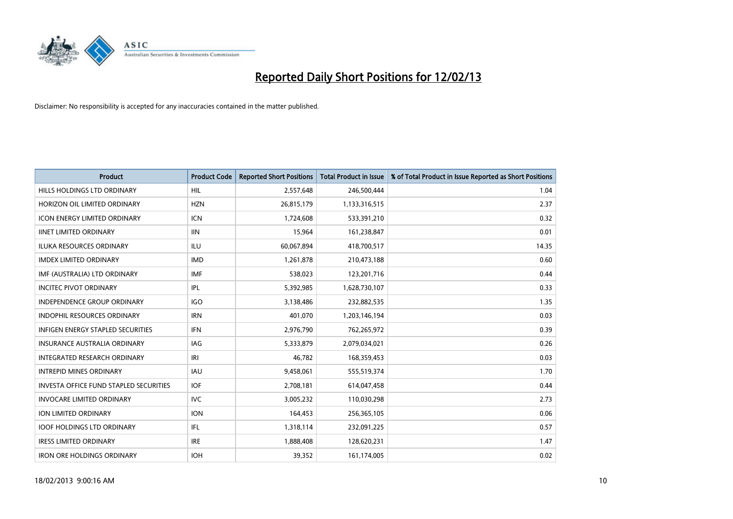# Reported Daily Short Positions for 12/02/13

Disclaimer: No responsibility is accepted for any inaccuracies contained in the matter published.

| Product | Product Code | Reported Short Positions | Total Product in Issue | % of Total Product in Issue Reported as Short Positions |
| --- | --- | --- | --- | --- |
| HILLS HOLDINGS LTD ORDINARY | HIL | 2,557,648 | 246,500,444 | 1.04 |
| HORIZON OIL LIMITED ORDINARY | HZN | 26,815,179 | 1,133,316,515 | 2.37 |
| ICON ENERGY LIMITED ORDINARY | ICN | 1,724,608 | 533,391,210 | 0.32 |
| IINET LIMITED ORDINARY | IIN | 15,964 | 161,238,847 | 0.01 |
| ILUKA RESOURCES ORDINARY | ILU | 60,067,894 | 418,700,517 | 14.35 |
| IMDEX LIMITED ORDINARY | IMD | 1,261,878 | 210,473,188 | 0.60 |
| IMF (AUSTRALIA) LTD ORDINARY | IMF | 538,023 | 123,201,716 | 0.44 |
| INCITEC PIVOT ORDINARY | IPL | 5,392,985 | 1,628,730,107 | 0.33 |
| INDEPENDENCE GROUP ORDINARY | IGO | 3,138,486 | 232,882,535 | 1.35 |
| INDOPHIL RESOURCES ORDINARY | IRN | 401,070 | 1,203,146,194 | 0.03 |
| INFIGEN ENERGY STAPLED SECURITIES | IFN | 2,976,790 | 762,265,972 | 0.39 |
| INSURANCE AUSTRALIA ORDINARY | IAG | 5,333,879 | 2,079,034,021 | 0.26 |
| INTEGRATED RESEARCH ORDINARY | IRI | 46,782 | 168,359,453 | 0.03 |
| INTREPID MINES ORDINARY | IAU | 9,458,061 | 555,519,374 | 1.70 |
| INVESTA OFFICE FUND STAPLED SECURITIES | IOF | 2,708,181 | 614,047,458 | 0.44 |
| INVOCARE LIMITED ORDINARY | IVC | 3,005,232 | 110,030,298 | 2.73 |
| ION LIMITED ORDINARY | ION | 164,453 | 256,365,105 | 0.06 |
| IOOF HOLDINGS LTD ORDINARY | IFL | 1,318,114 | 232,091,225 | 0.57 |
| IRESS LIMITED ORDINARY | IRE | 1,888,408 | 128,620,231 | 1.47 |
| IRON ORE HOLDINGS ORDINARY | IOH | 39,352 | 161,174,005 | 0.02 |

18/02/2013 9:00:16 AM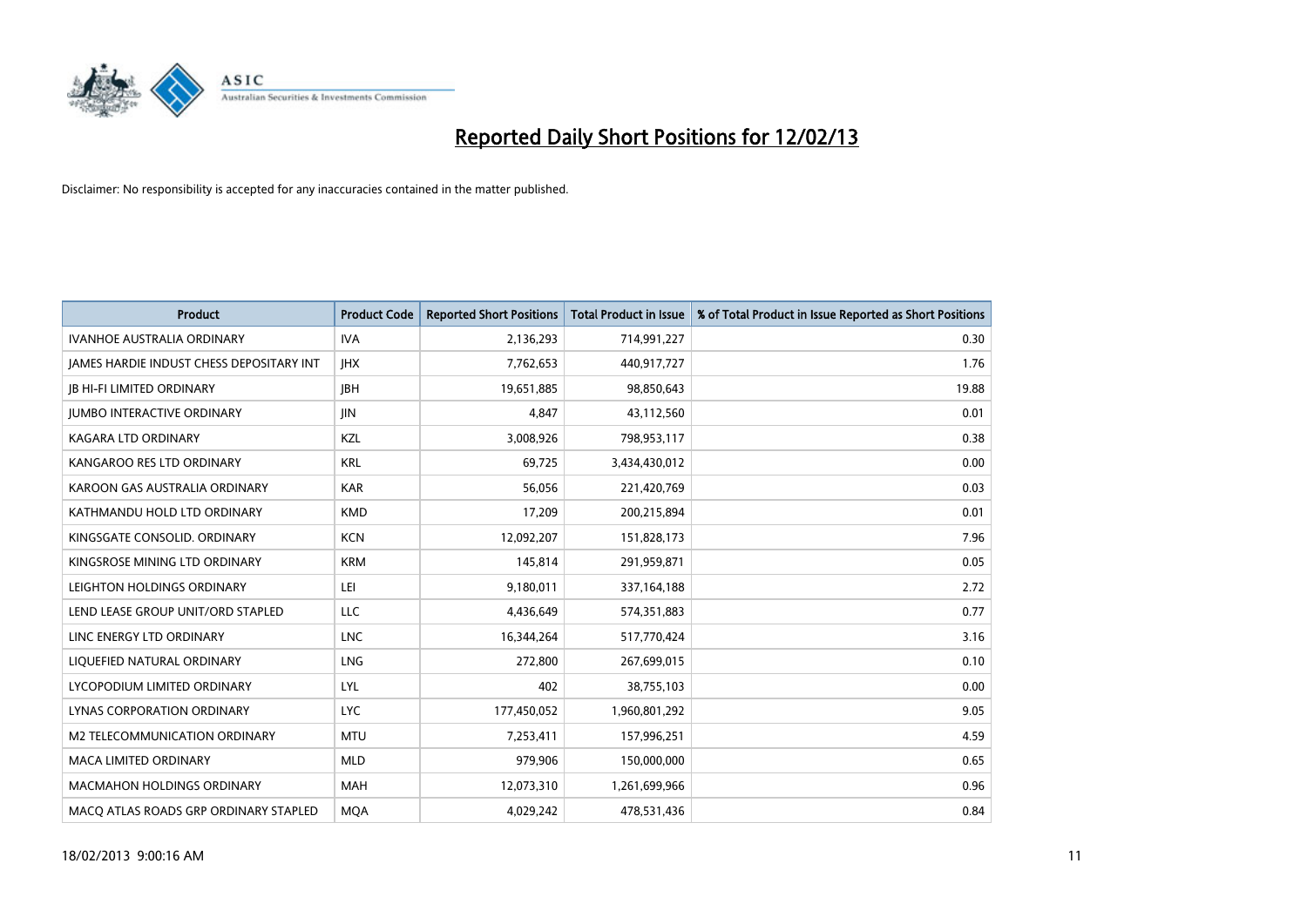# Reported Daily Short Positions for 12/02/13

Disclaimer: No responsibility is accepted for any inaccuracies contained in the matter published.

| Product | Product Code | Reported Short Positions | Total Product in Issue | % of Total Product in Issue Reported as Short Positions |
|---|---|---|---|---|
| IVANHOE AUSTRALIA ORDINARY | IVA | 2,136,293 | 714,991,227 | 0.30 |
| JAMES HARDIE INDUST CHESS DEPOSITARY INT | JHX | 7,762,653 | 440,917,727 | 1.76 |
| JB HI-FI LIMITED ORDINARY | JBH | 19,651,885 | 98,850,643 | 19.88 |
| JUMBO INTERACTIVE ORDINARY | JIN | 4,847 | 43,112,560 | 0.01 |
| KAGARA LTD ORDINARY | KZL | 3,008,926 | 798,953,117 | 0.38 |
| KANGAROO RES LTD ORDINARY | KRL | 69,725 | 3,434,430,012 | 0.00 |
| KAROON GAS AUSTRALIA ORDINARY | KAR | 56,056 | 221,420,769 | 0.03 |
| KATHMANDU HOLD LTD ORDINARY | KMD | 17,209 | 200,215,894 | 0.01 |
| KINGSGATE CONSOLID. ORDINARY | KCN | 12,092,207 | 151,828,173 | 7.96 |
| KINGSROSE MINING LTD ORDINARY | KRM | 145,814 | 291,959,871 | 0.05 |
| LEIGHTON HOLDINGS ORDINARY | LEI | 9,180,011 | 337,164,188 | 2.72 |
| LEND LEASE GROUP UNIT/ORD STAPLED | LLC | 4,436,649 | 574,351,883 | 0.77 |
| LINC ENERGY LTD ORDINARY | LNC | 16,344,264 | 517,770,424 | 3.16 |
| LIQUEFIED NATURAL ORDINARY | LNG | 272,800 | 267,699,015 | 0.10 |
| LYCOPODIUM LIMITED ORDINARY | LYL | 402 | 38,755,103 | 0.00 |
| LYNAS CORPORATION ORDINARY | LYC | 177,450,052 | 1,960,801,292 | 9.05 |
| M2 TELECOMMUNICATION ORDINARY | MTU | 7,253,411 | 157,996,251 | 4.59 |
| MACA LIMITED ORDINARY | MLD | 979,906 | 150,000,000 | 0.65 |
| MACMAHON HOLDINGS ORDINARY | MAH | 12,073,310 | 1,261,699,966 | 0.96 |
| MACQ ATLAS ROADS GRP ORDINARY STAPLED | MQA | 4,029,242 | 478,531,436 | 0.84 |

18/02/2013 9:00:16 AM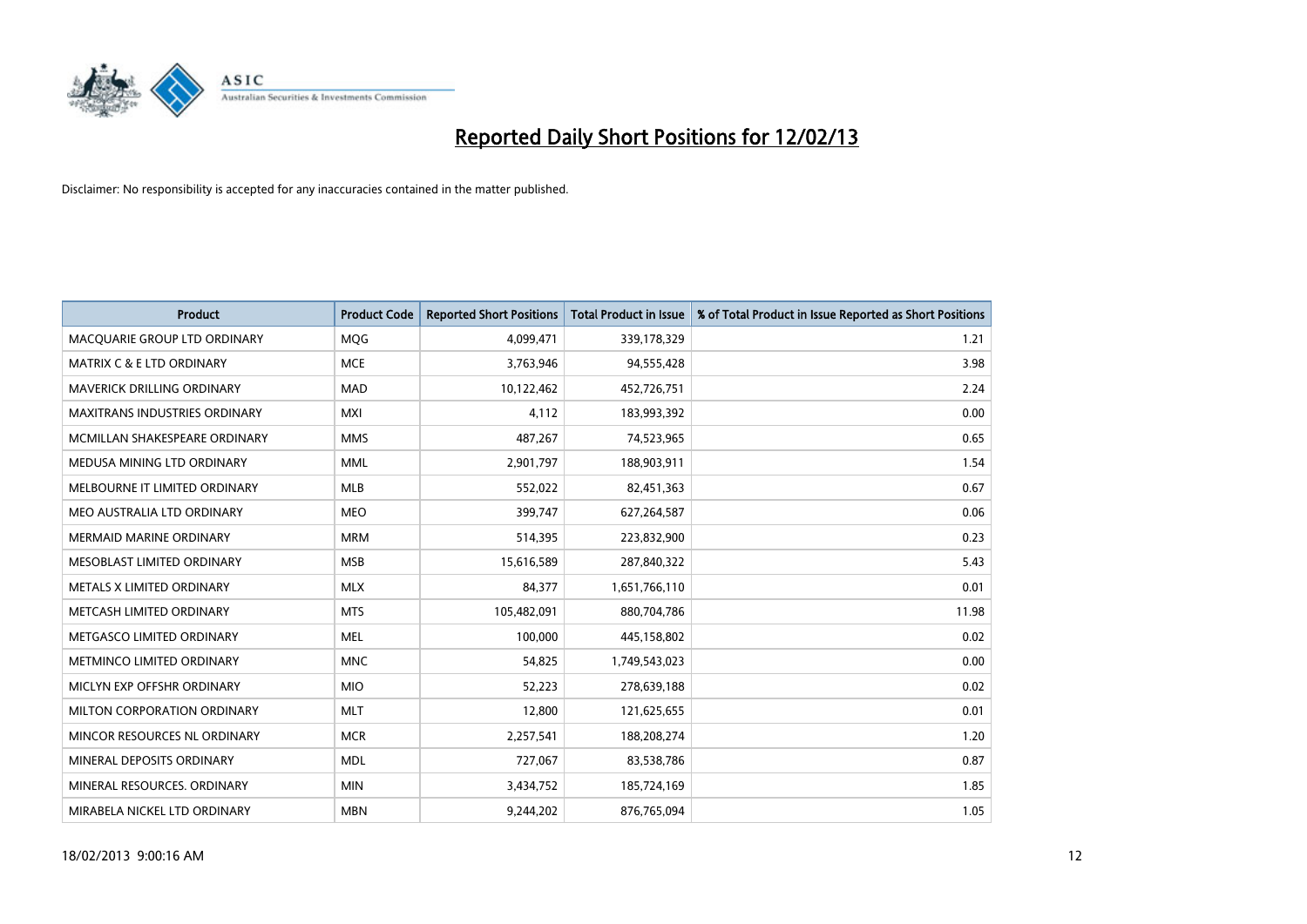# Reported Daily Short Positions for 12/02/13

Disclaimer: No responsibility is accepted for any inaccuracies contained in the matter published.

| Product | Product Code | Reported Short Positions | Total Product in Issue | % of Total Product in Issue Reported as Short Positions |
|---|---|---|---|---|
| MACQUARIE GROUP LTD ORDINARY | MQG | 4,099,471 | 339,178,329 | 1.21 |
| MATRIX C & E LTD ORDINARY | MCE | 3,763,946 | 94,555,428 | 3.98 |
| MAVERICK DRILLING ORDINARY | MAD | 10,122,462 | 452,726,751 | 2.24 |
| MAXITRANS INDUSTRIES ORDINARY | MXI | 4,112 | 183,993,392 | 0.00 |
| MCMILLAN SHAKESPEARE ORDINARY | MMS | 487,267 | 74,523,965 | 0.65 |
| MEDUSA MINING LTD ORDINARY | MML | 2,901,797 | 188,903,911 | 1.54 |
| MELBOURNE IT LIMITED ORDINARY | MLB | 552,022 | 82,451,363 | 0.67 |
| MEO AUSTRALIA LTD ORDINARY | MEO | 399,747 | 627,264,587 | 0.06 |
| MERMAID MARINE ORDINARY | MRM | 514,395 | 223,832,900 | 0.23 |
| MESOBLAST LIMITED ORDINARY | MSB | 15,616,589 | 287,840,322 | 5.43 |
| METALS X LIMITED ORDINARY | MLX | 84,377 | 1,651,766,110 | 0.01 |
| METCASH LIMITED ORDINARY | MTS | 105,482,091 | 880,704,786 | 11.98 |
| METGASCO LIMITED ORDINARY | MEL | 100,000 | 445,158,802 | 0.02 |
| METMINCO LIMITED ORDINARY | MNC | 54,825 | 1,749,543,023 | 0.00 |
| MICLYN EXP OFFSHR ORDINARY | MIO | 52,223 | 278,639,188 | 0.02 |
| MILTON CORPORATION ORDINARY | MLT | 12,800 | 121,625,655 | 0.01 |
| MINCOR RESOURCES NL ORDINARY | MCR | 2,257,541 | 188,208,274 | 1.20 |
| MINERAL DEPOSITS ORDINARY | MDL | 727,067 | 83,538,786 | 0.87 |
| MINERAL RESOURCES. ORDINARY | MIN | 3,434,752 | 185,724,169 | 1.85 |
| MIRABELA NICKEL LTD ORDINARY | MBN | 9,244,202 | 876,765,094 | 1.05 |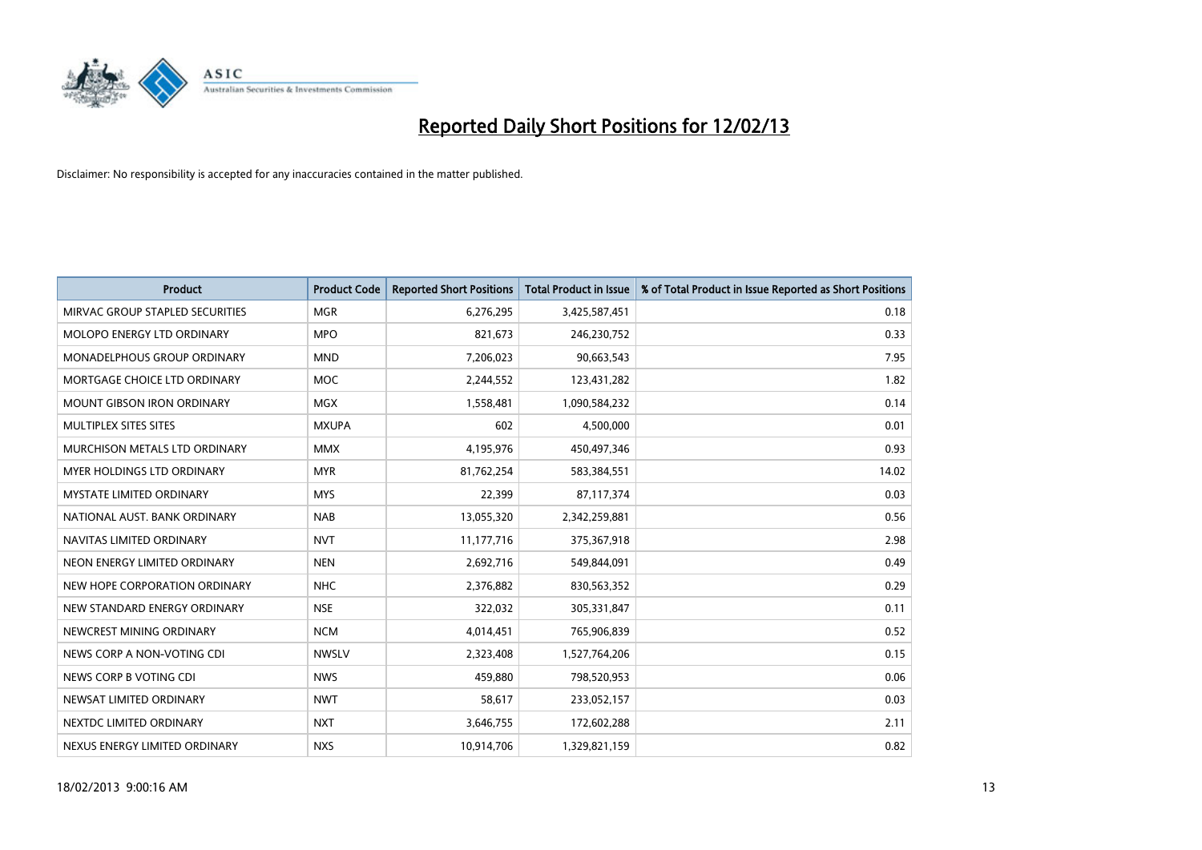# Reported Daily Short Positions for 12/02/13

Disclaimer: No responsibility is accepted for any inaccuracies contained in the matter published.

| Product | Product Code | Reported Short Positions | Total Product in Issue | % of Total Product in Issue Reported as Short Positions |
|---|---|---|---|---|
| MIRVAC GROUP STAPLED SECURITIES | MGR | 6,276,295 | 3,425,587,451 | 0.18 |
| MOLOPO ENERGY LTD ORDINARY | MPO | 821,673 | 246,230,752 | 0.33 |
| MONADELPHOUS GROUP ORDINARY | MND | 7,206,023 | 90,663,543 | 7.95 |
| MORTGAGE CHOICE LTD ORDINARY | MOC | 2,244,552 | 123,431,282 | 1.82 |
| MOUNT GIBSON IRON ORDINARY | MGX | 1,558,481 | 1,090,584,232 | 0.14 |
| MULTIPLEX SITES SITES | MXUPA | 602 | 4,500,000 | 0.01 |
| MURCHISON METALS LTD ORDINARY | MMX | 4,195,976 | 450,497,346 | 0.93 |
| MYER HOLDINGS LTD ORDINARY | MYR | 81,762,254 | 583,384,551 | 14.02 |
| MYSTATE LIMITED ORDINARY | MYS | 22,399 | 87,117,374 | 0.03 |
| NATIONAL AUST. BANK ORDINARY | NAB | 13,055,320 | 2,342,259,881 | 0.56 |
| NAVITAS LIMITED ORDINARY | NVT | 11,177,716 | 375,367,918 | 2.98 |
| NEON ENERGY LIMITED ORDINARY | NEN | 2,692,716 | 549,844,091 | 0.49 |
| NEW HOPE CORPORATION ORDINARY | NHC | 2,376,882 | 830,563,352 | 0.29 |
| NEW STANDARD ENERGY ORDINARY | NSE | 322,032 | 305,331,847 | 0.11 |
| NEWCREST MINING ORDINARY | NCM | 4,014,451 | 765,906,839 | 0.52 |
| NEWS CORP A NON-VOTING CDI | NWSLV | 2,323,408 | 1,527,764,206 | 0.15 |
| NEWS CORP B VOTING CDI | NWS | 459,880 | 798,520,953 | 0.06 |
| NEWSAT LIMITED ORDINARY | NWT | 58,617 | 233,052,157 | 0.03 |
| NEXTDC LIMITED ORDINARY | NXT | 3,646,755 | 172,602,288 | 2.11 |
| NEXUS ENERGY LIMITED ORDINARY | NXS | 10,914,706 | 1,329,821,159 | 0.82 |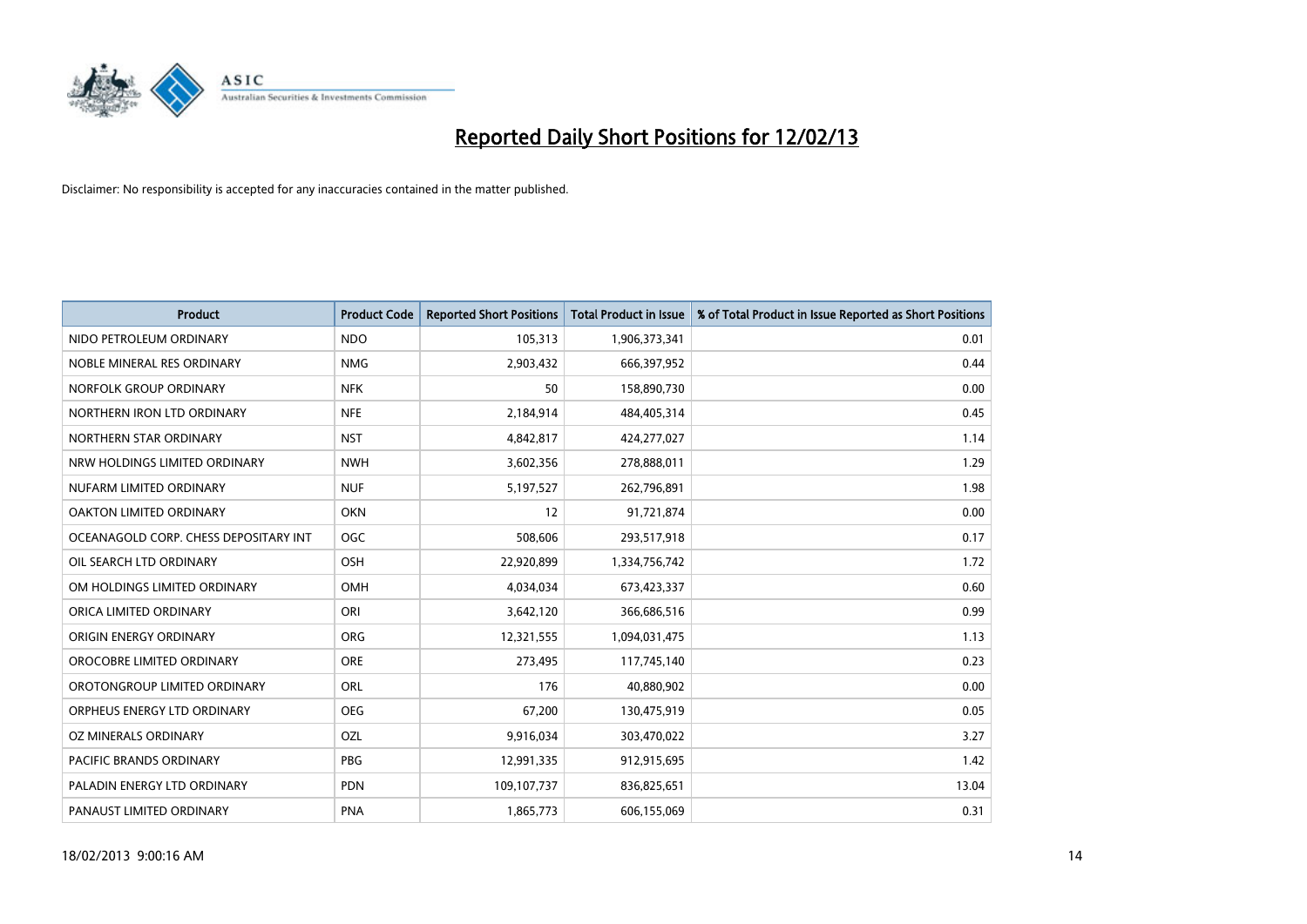# Reported Daily Short Positions for 12/02/13

Disclaimer: No responsibility is accepted for any inaccuracies contained in the matter published.

| Product | Product Code | Reported Short Positions | Total Product in Issue | % of Total Product in Issue Reported as Short Positions |
|---|---|---|---|---|
| NIDO PETROLEUM ORDINARY | NDO | 105,313 | 1,906,373,341 | 0.01 |
| NOBLE MINERAL RES ORDINARY | NMG | 2,903,432 | 666,397,952 | 0.44 |
| NORFOLK GROUP ORDINARY | NFK | 50 | 158,890,730 | 0.00 |
| NORTHERN IRON LTD ORDINARY | NFE | 2,184,914 | 484,405,314 | 0.45 |
| NORTHERN STAR ORDINARY | NST | 4,842,817 | 424,277,027 | 1.14 |
| NRW HOLDINGS LIMITED ORDINARY | NWH | 3,602,356 | 278,888,011 | 1.29 |
| NUFARM LIMITED ORDINARY | NUF | 5,197,527 | 262,796,891 | 1.98 |
| OAKTON LIMITED ORDINARY | OKN | 12 | 91,721,874 | 0.00 |
| OCEANAGOLD CORP. CHESS DEPOSITARY INT | OGC | 508,606 | 293,517,918 | 0.17 |
| OIL SEARCH LTD ORDINARY | OSH | 22,920,899 | 1,334,756,742 | 1.72 |
| OM HOLDINGS LIMITED ORDINARY | OMH | 4,034,034 | 673,423,337 | 0.60 |
| ORICA LIMITED ORDINARY | ORI | 3,642,120 | 366,686,516 | 0.99 |
| ORIGIN ENERGY ORDINARY | ORG | 12,321,555 | 1,094,031,475 | 1.13 |
| OROCOBRE LIMITED ORDINARY | ORE | 273,495 | 117,745,140 | 0.23 |
| OROTONGROUP LIMITED ORDINARY | ORL | 176 | 40,880,902 | 0.00 |
| ORPHEUS ENERGY LTD ORDINARY | OEG | 67,200 | 130,475,919 | 0.05 |
| OZ MINERALS ORDINARY | OZL | 9,916,034 | 303,470,022 | 3.27 |
| PACIFIC BRANDS ORDINARY | PBG | 12,991,335 | 912,915,695 | 1.42 |
| PALADIN ENERGY LTD ORDINARY | PDN | 109,107,737 | 836,825,651 | 13.04 |
| PANAUST LIMITED ORDINARY | PNA | 1,865,773 | 606,155,069 | 0.31 |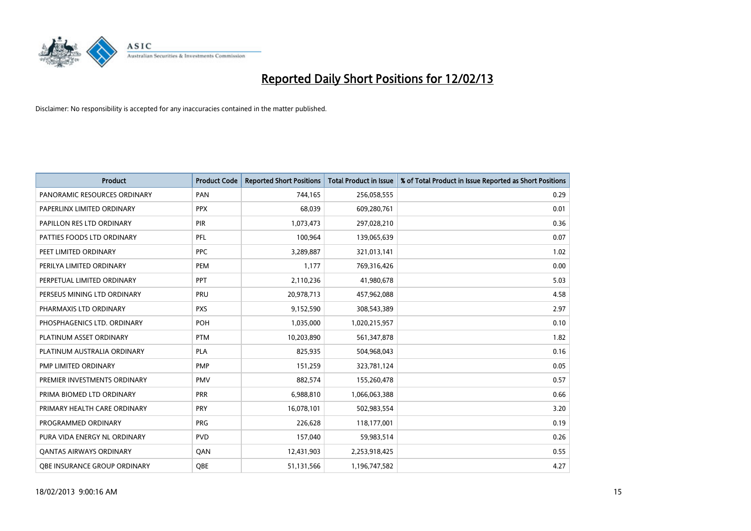# Reported Daily Short Positions for 12/02/13

Disclaimer: No responsibility is accepted for any inaccuracies contained in the matter published.

| Product | Product Code | Reported Short Positions | Total Product in Issue | % of Total Product in Issue Reported as Short Positions |
|---|---|---|---|---|
| PANORAMIC RESOURCES ORDINARY | PAN | 744,165 | 256,058,555 | 0.29 |
| PAPERLINX LIMITED ORDINARY | PPX | 68,039 | 609,280,761 | 0.01 |
| PAPILLON RES LTD ORDINARY | PIR | 1,073,473 | 297,028,210 | 0.36 |
| PATTIES FOODS LTD ORDINARY | PFL | 100,964 | 139,065,639 | 0.07 |
| PEET LIMITED ORDINARY | PPC | 3,289,887 | 321,013,141 | 1.02 |
| PERILYA LIMITED ORDINARY | PEM | 1,177 | 769,316,426 | 0.00 |
| PERPETUAL LIMITED ORDINARY | PPT | 2,110,236 | 41,980,678 | 5.03 |
| PERSEUS MINING LTD ORDINARY | PRU | 20,978,713 | 457,962,088 | 4.58 |
| PHARMAXIS LTD ORDINARY | PXS | 9,152,590 | 308,543,389 | 2.97 |
| PHOSPHAGENICS LTD. ORDINARY | POH | 1,035,000 | 1,020,215,957 | 0.10 |
| PLATINUM ASSET ORDINARY | PTM | 10,203,890 | 561,347,878 | 1.82 |
| PLATINUM AUSTRALIA ORDINARY | PLA | 825,935 | 504,968,043 | 0.16 |
| PMP LIMITED ORDINARY | PMP | 151,259 | 323,781,124 | 0.05 |
| PREMIER INVESTMENTS ORDINARY | PMV | 882,574 | 155,260,478 | 0.57 |
| PRIMA BIOMED LTD ORDINARY | PRR | 6,988,810 | 1,066,063,388 | 0.66 |
| PRIMARY HEALTH CARE ORDINARY | PRY | 16,078,101 | 502,983,554 | 3.20 |
| PROGRAMMED ORDINARY | PRG | 226,628 | 118,177,001 | 0.19 |
| PURA VIDA ENERGY NL ORDINARY | PVD | 157,040 | 59,983,514 | 0.26 |
| QANTAS AIRWAYS ORDINARY | QAN | 12,431,903 | 2,253,918,425 | 0.55 |
| QBE INSURANCE GROUP ORDINARY | QBE | 51,131,566 | 1,196,747,582 | 4.27 |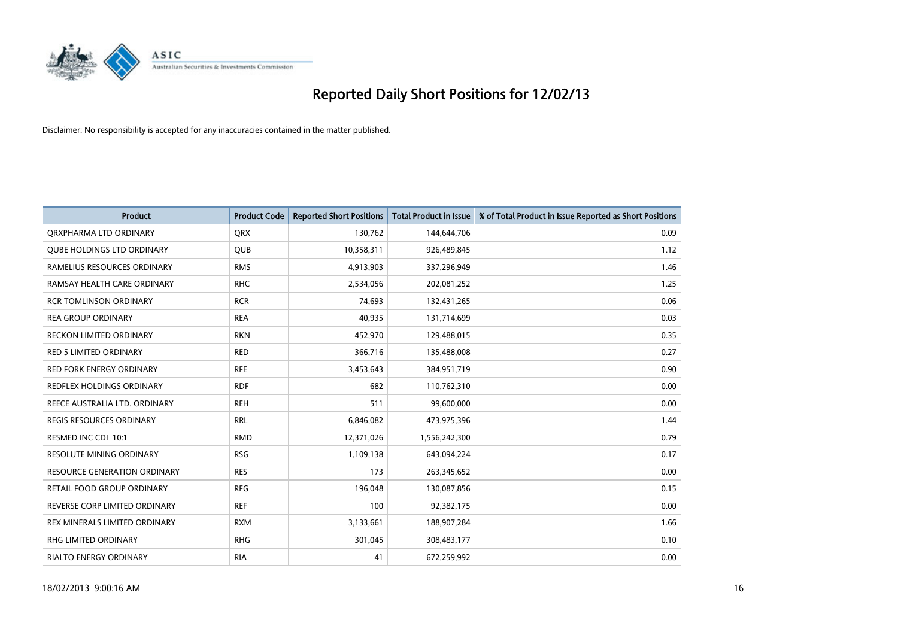# Reported Daily Short Positions for 12/02/13

Disclaimer: No responsibility is accepted for any inaccuracies contained in the matter published.

| Product | Product Code | Reported Short Positions | Total Product in Issue | % of Total Product in Issue Reported as Short Positions |
|---|---|---|---|---|
| QRXPHARMA LTD ORDINARY | QRX | 130,762 | 144,644,706 | 0.09 |
| QUBE HOLDINGS LTD ORDINARY | QUB | 10,358,311 | 926,489,845 | 1.12 |
| RAMELIUS RESOURCES ORDINARY | RMS | 4,913,903 | 337,296,949 | 1.46 |
| RAMSAY HEALTH CARE ORDINARY | RHC | 2,534,056 | 202,081,252 | 1.25 |
| RCR TOMLINSON ORDINARY | RCR | 74,693 | 132,431,265 | 0.06 |
| REA GROUP ORDINARY | REA | 40,935 | 131,714,699 | 0.03 |
| RECKON LIMITED ORDINARY | RKN | 452,970 | 129,488,015 | 0.35 |
| RED 5 LIMITED ORDINARY | RED | 366,716 | 135,488,008 | 0.27 |
| RED FORK ENERGY ORDINARY | RFE | 3,453,643 | 384,951,719 | 0.90 |
| REDFLEX HOLDINGS ORDINARY | RDF | 682 | 110,762,310 | 0.00 |
| REECE AUSTRALIA LTD. ORDINARY | REH | 511 | 99,600,000 | 0.00 |
| REGIS RESOURCES ORDINARY | RRL | 6,846,082 | 473,975,396 | 1.44 |
| RESMED INC CDI 10:1 | RMD | 12,371,026 | 1,556,242,300 | 0.79 |
| RESOLUTE MINING ORDINARY | RSG | 1,109,138 | 643,094,224 | 0.17 |
| RESOURCE GENERATION ORDINARY | RES | 173 | 263,345,652 | 0.00 |
| RETAIL FOOD GROUP ORDINARY | RFG | 196,048 | 130,087,856 | 0.15 |
| REVERSE CORP LIMITED ORDINARY | REF | 100 | 92,382,175 | 0.00 |
| REX MINERALS LIMITED ORDINARY | RXM | 3,133,661 | 188,907,284 | 1.66 |
| RHG LIMITED ORDINARY | RHG | 301,045 | 308,483,177 | 0.10 |
| RIALTO ENERGY ORDINARY | RIA | 41 | 672,259,992 | 0.00 |

18/02/2013 9:00:16 AM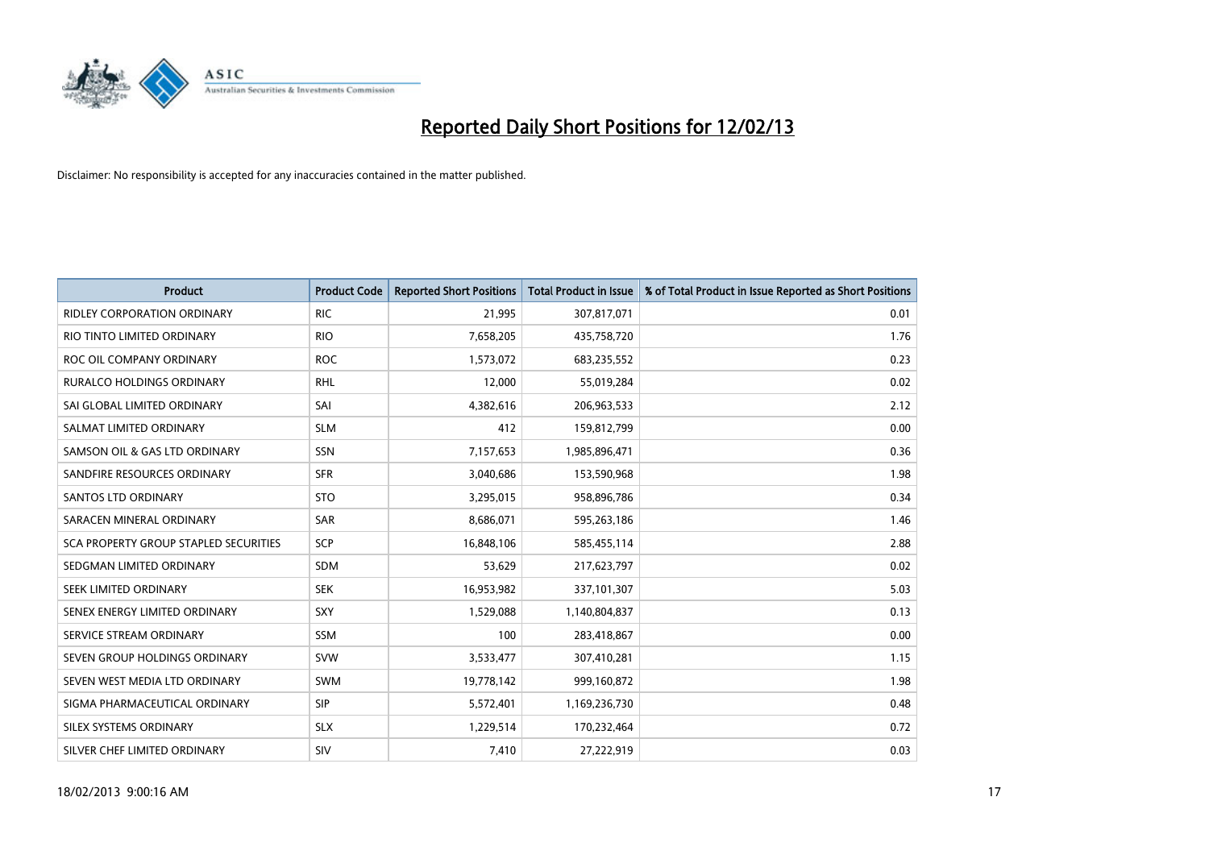# Reported Daily Short Positions for 12/02/13

Disclaimer: No responsibility is accepted for any inaccuracies contained in the matter published.

| Product | Product Code | Reported Short Positions | Total Product in Issue | % of Total Product in Issue Reported as Short Positions |
|---|---|---|---|---|
| RIDLEY CORPORATION ORDINARY | RIC | 21,995 | 307,817,071 | 0.01 |
| RIO TINTO LIMITED ORDINARY | RIO | 7,658,205 | 435,758,720 | 1.76 |
| ROC OIL COMPANY ORDINARY | ROC | 1,573,072 | 683,235,552 | 0.23 |
| RURALCO HOLDINGS ORDINARY | RHL | 12,000 | 55,019,284 | 0.02 |
| SAI GLOBAL LIMITED ORDINARY | SAI | 4,382,616 | 206,963,533 | 2.12 |
| SALMAT LIMITED ORDINARY | SLM | 412 | 159,812,799 | 0.00 |
| SAMSON OIL & GAS LTD ORDINARY | SSN | 7,157,653 | 1,985,896,471 | 0.36 |
| SANDFIRE RESOURCES ORDINARY | SFR | 3,040,686 | 153,590,968 | 1.98 |
| SANTOS LTD ORDINARY | STO | 3,295,015 | 958,896,786 | 0.34 |
| SARACEN MINERAL ORDINARY | SAR | 8,686,071 | 595,263,186 | 1.46 |
| SCA PROPERTY GROUP STAPLED SECURITIES | SCP | 16,848,106 | 585,455,114 | 2.88 |
| SEDGMAN LIMITED ORDINARY | SDM | 53,629 | 217,623,797 | 0.02 |
| SEEK LIMITED ORDINARY | SEK | 16,953,982 | 337,101,307 | 5.03 |
| SENEX ENERGY LIMITED ORDINARY | SXY | 1,529,088 | 1,140,804,837 | 0.13 |
| SERVICE STREAM ORDINARY | SSM | 100 | 283,418,867 | 0.00 |
| SEVEN GROUP HOLDINGS ORDINARY | SVW | 3,533,477 | 307,410,281 | 1.15 |
| SEVEN WEST MEDIA LTD ORDINARY | SWM | 19,778,142 | 999,160,872 | 1.98 |
| SIGMA PHARMACEUTICAL ORDINARY | SIP | 5,572,401 | 1,169,236,730 | 0.48 |
| SILEX SYSTEMS ORDINARY | SLX | 1,229,514 | 170,232,464 | 0.72 |
| SILVER CHEF LIMITED ORDINARY | SIV | 7,410 | 27,222,919 | 0.03 |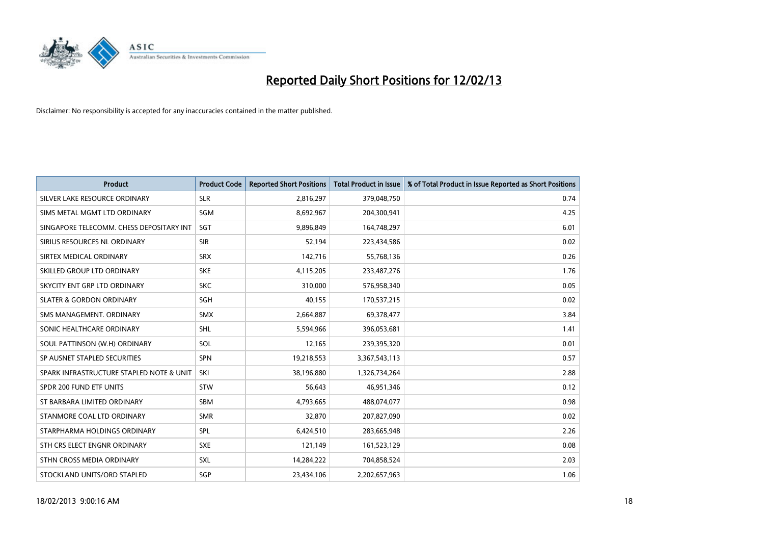# Reported Daily Short Positions for 12/02/13

Disclaimer: No responsibility is accepted for any inaccuracies contained in the matter published.

| Product | Product Code | Reported Short Positions | Total Product in Issue | % of Total Product in Issue Reported as Short Positions |
|---|---|---|---|---|
| SILVER LAKE RESOURCE ORDINARY | SLR | 2,816,297 | 379,048,750 | 0.74 |
| SIMS METAL MGMT LTD ORDINARY | SGM | 8,692,967 | 204,300,941 | 4.25 |
| SINGAPORE TELECOMM. CHESS DEPOSITARY INT | SGT | 9,896,849 | 164,748,297 | 6.01 |
| SIRIUS RESOURCES NL ORDINARY | SIR | 52,194 | 223,434,586 | 0.02 |
| SIRTEX MEDICAL ORDINARY | SRX | 142,716 | 55,768,136 | 0.26 |
| SKILLED GROUP LTD ORDINARY | SKE | 4,115,205 | 233,487,276 | 1.76 |
| SKYCITY ENT GRP LTD ORDINARY | SKC | 310,000 | 576,958,340 | 0.05 |
| SLATER & GORDON ORDINARY | SGH | 40,155 | 170,537,215 | 0.02 |
| SMS MANAGEMENT. ORDINARY | SMX | 2,664,887 | 69,378,477 | 3.84 |
| SONIC HEALTHCARE ORDINARY | SHL | 5,594,966 | 396,053,681 | 1.41 |
| SOUL PATTINSON (W.H) ORDINARY | SOL | 12,165 | 239,395,320 | 0.01 |
| SP AUSNET STAPLED SECURITIES | SPN | 19,218,553 | 3,367,543,113 | 0.57 |
| SPARK INFRASTRUCTURE STAPLED NOTE & UNIT | SKI | 38,196,880 | 1,326,734,264 | 2.88 |
| SPDR 200 FUND ETF UNITS | STW | 56,643 | 46,951,346 | 0.12 |
| ST BARBARA LIMITED ORDINARY | SBM | 4,793,665 | 488,074,077 | 0.98 |
| STANMORE COAL LTD ORDINARY | SMR | 32,870 | 207,827,090 | 0.02 |
| STARPHARMA HOLDINGS ORDINARY | SPL | 6,424,510 | 283,665,948 | 2.26 |
| STH CRS ELECT ENGNR ORDINARY | SXE | 121,149 | 161,523,129 | 0.08 |
| STHN CROSS MEDIA ORDINARY | SXL | 14,284,222 | 704,858,524 | 2.03 |
| STOCKLAND UNITS/ORD STAPLED | SGP | 23,434,106 | 2,202,657,963 | 1.06 |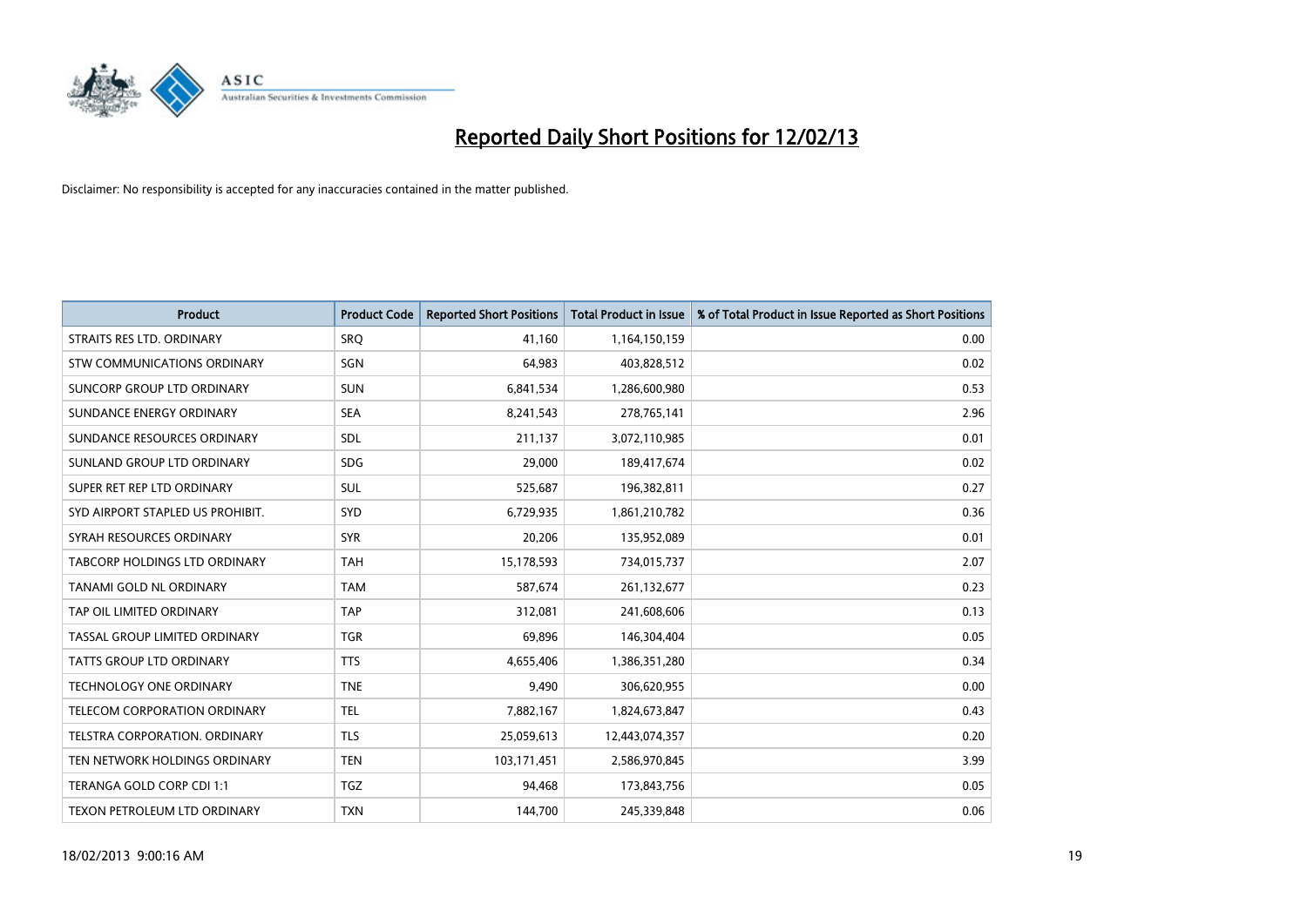# Reported Daily Short Positions for 12/02/13

Disclaimer: No responsibility is accepted for any inaccuracies contained in the matter published.

| Product | Product Code | Reported Short Positions | Total Product in Issue | % of Total Product in Issue Reported as Short Positions |
|---|---|---|---|---|
| STRAITS RES LTD. ORDINARY | SRQ | 41,160 | 1,164,150,159 | 0.00 |
| STW COMMUNICATIONS ORDINARY | SGN | 64,983 | 403,828,512 | 0.02 |
| SUNCORP GROUP LTD ORDINARY | SUN | 6,841,534 | 1,286,600,980 | 0.53 |
| SUNDANCE ENERGY ORDINARY | SEA | 8,241,543 | 278,765,141 | 2.96 |
| SUNDANCE RESOURCES ORDINARY | SDL | 211,137 | 3,072,110,985 | 0.01 |
| SUNLAND GROUP LTD ORDINARY | SDG | 29,000 | 189,417,674 | 0.02 |
| SUPER RET REP LTD ORDINARY | SUL | 525,687 | 196,382,811 | 0.27 |
| SYD AIRPORT STAPLED US PROHIBIT. | SYD | 6,729,935 | 1,861,210,782 | 0.36 |
| SYRAH RESOURCES ORDINARY | SYR | 20,206 | 135,952,089 | 0.01 |
| TABCORP HOLDINGS LTD ORDINARY | TAH | 15,178,593 | 734,015,737 | 2.07 |
| TANAMI GOLD NL ORDINARY | TAM | 587,674 | 261,132,677 | 0.23 |
| TAP OIL LIMITED ORDINARY | TAP | 312,081 | 241,608,606 | 0.13 |
| TASSAL GROUP LIMITED ORDINARY | TGR | 69,896 | 146,304,404 | 0.05 |
| TATTS GROUP LTD ORDINARY | TTS | 4,655,406 | 1,386,351,280 | 0.34 |
| TECHNOLOGY ONE ORDINARY | TNE | 9,490 | 306,620,955 | 0.00 |
| TELECOM CORPORATION ORDINARY | TEL | 7,882,167 | 1,824,673,847 | 0.43 |
| TELSTRA CORPORATION. ORDINARY | TLS | 25,059,613 | 12,443,074,357 | 0.20 |
| TEN NETWORK HOLDINGS ORDINARY | TEN | 103,171,451 | 2,586,970,845 | 3.99 |
| TERANGA GOLD CORP CDI 1:1 | TGZ | 94,468 | 173,843,756 | 0.05 |
| TEXON PETROLEUM LTD ORDINARY | TXN | 144,700 | 245,339,848 | 0.06 |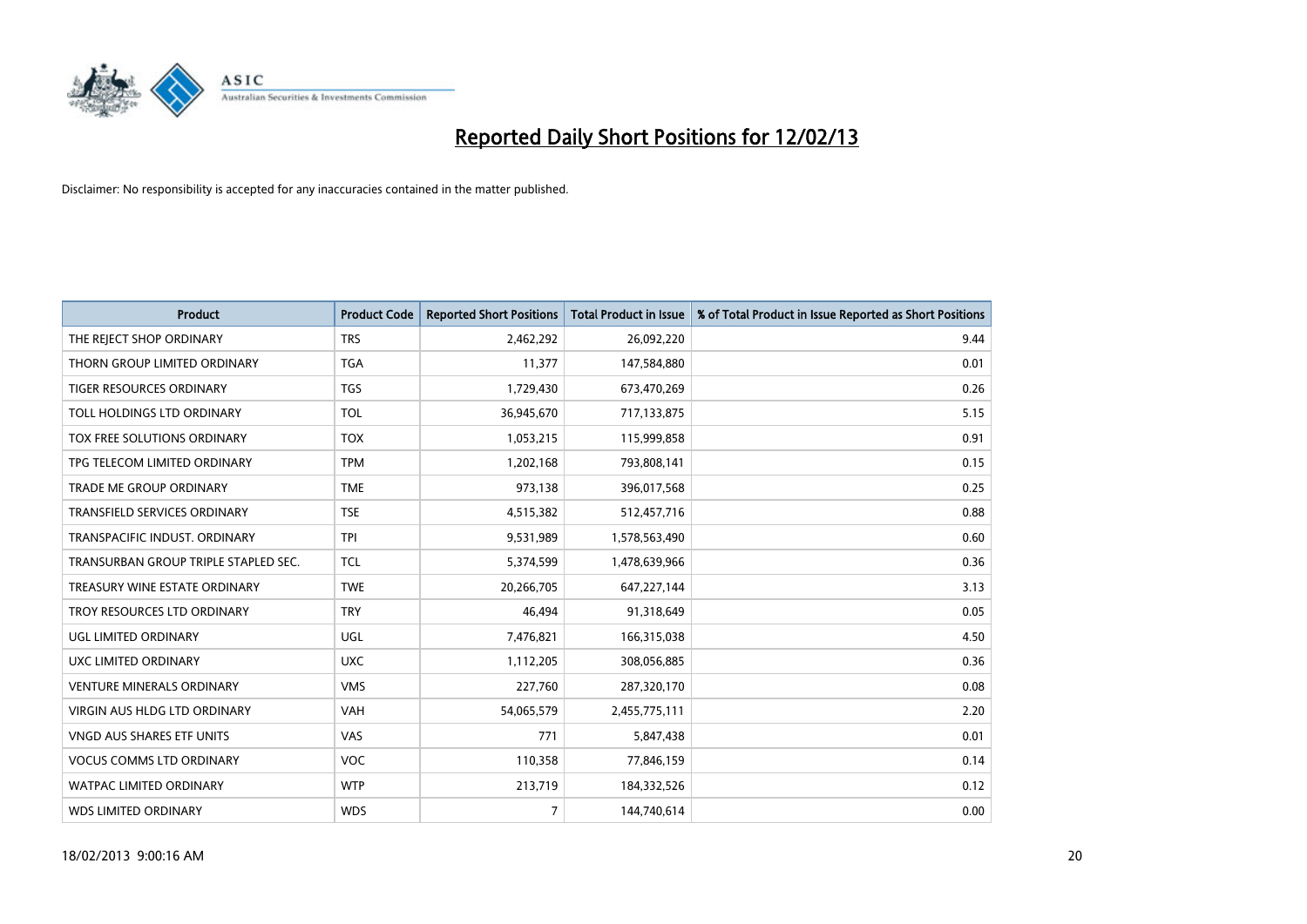# Reported Daily Short Positions for 12/02/13

Disclaimer: No responsibility is accepted for any inaccuracies contained in the matter published.

| Product | Product Code | Reported Short Positions | Total Product in Issue | % of Total Product in Issue Reported as Short Positions |
|---|---|---|---|---|
| THE REJECT SHOP ORDINARY | TRS | 2,462,292 | 26,092,220 | 9.44 |
| THORN GROUP LIMITED ORDINARY | TGA | 11,377 | 147,584,880 | 0.01 |
| TIGER RESOURCES ORDINARY | TGS | 1,729,430 | 673,470,269 | 0.26 |
| TOLL HOLDINGS LTD ORDINARY | TOL | 36,945,670 | 717,133,875 | 5.15 |
| TOX FREE SOLUTIONS ORDINARY | TOX | 1,053,215 | 115,999,858 | 0.91 |
| TPG TELECOM LIMITED ORDINARY | TPM | 1,202,168 | 793,808,141 | 0.15 |
| TRADE ME GROUP ORDINARY | TME | 973,138 | 396,017,568 | 0.25 |
| TRANSFIELD SERVICES ORDINARY | TSE | 4,515,382 | 512,457,716 | 0.88 |
| TRANSPACIFIC INDUST. ORDINARY | TPI | 9,531,989 | 1,578,563,490 | 0.60 |
| TRANSURBAN GROUP TRIPLE STAPLED SEC. | TCL | 5,374,599 | 1,478,639,966 | 0.36 |
| TREASURY WINE ESTATE ORDINARY | TWE | 20,266,705 | 647,227,144 | 3.13 |
| TROY RESOURCES LTD ORDINARY | TRY | 46,494 | 91,318,649 | 0.05 |
| UGL LIMITED ORDINARY | UGL | 7,476,821 | 166,315,038 | 4.50 |
| UXC LIMITED ORDINARY | UXC | 1,112,205 | 308,056,885 | 0.36 |
| VENTURE MINERALS ORDINARY | VMS | 227,760 | 287,320,170 | 0.08 |
| VIRGIN AUS HLDG LTD ORDINARY | VAH | 54,065,579 | 2,455,775,111 | 2.20 |
| VNGD AUS SHARES ETF UNITS | VAS | 771 | 5,847,438 | 0.01 |
| VOCUS COMMS LTD ORDINARY | VOC | 110,358 | 77,846,159 | 0.14 |
| WATPAC LIMITED ORDINARY | WTP | 213,719 | 184,332,526 | 0.12 |
| WDS LIMITED ORDINARY | WDS | 7 | 144,740,614 | 0.00 |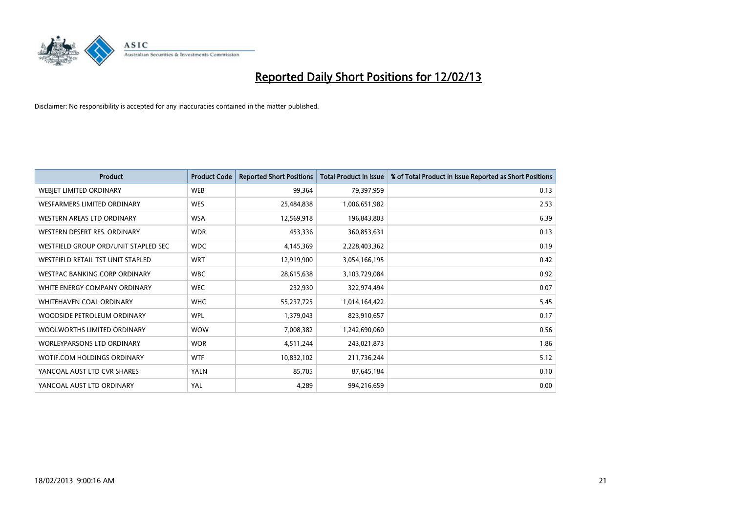# Reported Daily Short Positions for 12/02/13

Disclaimer: No responsibility is accepted for any inaccuracies contained in the matter published.

| Product | Product Code | Reported Short Positions | Total Product in Issue | % of Total Product in Issue Reported as Short Positions |
|---|---|---|---|---|
| WEBJET LIMITED ORDINARY | WEB | 99,364 | 79,397,959 | 0.13 |
| WESFARMERS LIMITED ORDINARY | WES | 25,484,838 | 1,006,651,982 | 2.53 |
| WESTERN AREAS LTD ORDINARY | WSA | 12,569,918 | 196,843,803 | 6.39 |
| WESTERN DESERT RES. ORDINARY | WDR | 453,336 | 360,853,631 | 0.13 |
| WESTFIELD GROUP ORD/UNIT STAPLED SEC | WDC | 4,145,369 | 2,228,403,362 | 0.19 |
| WESTFIELD RETAIL TST UNIT STAPLED | WRT | 12,919,900 | 3,054,166,195 | 0.42 |
| WESTPAC BANKING CORP ORDINARY | WBC | 28,615,638 | 3,103,729,084 | 0.92 |
| WHITE ENERGY COMPANY ORDINARY | WEC | 232,930 | 322,974,494 | 0.07 |
| WHITEHAVEN COAL ORDINARY | WHC | 55,237,725 | 1,014,164,422 | 5.45 |
| WOODSIDE PETROLEUM ORDINARY | WPL | 1,379,043 | 823,910,657 | 0.17 |
| WOOLWORTHS LIMITED ORDINARY | WOW | 7,008,382 | 1,242,690,060 | 0.56 |
| WORLEYPARSONS LTD ORDINARY | WOR | 4,511,244 | 243,021,873 | 1.86 |
| WOTIF.COM HOLDINGS ORDINARY | WTF | 10,832,102 | 211,736,244 | 5.12 |
| YANCOAL AUST LTD CVR SHARES | YALN | 85,705 | 87,645,184 | 0.10 |
| YANCOAL AUST LTD ORDINARY | YAL | 4,289 | 994,216,659 | 0.00 |

18/02/2013 9:00:16 AM